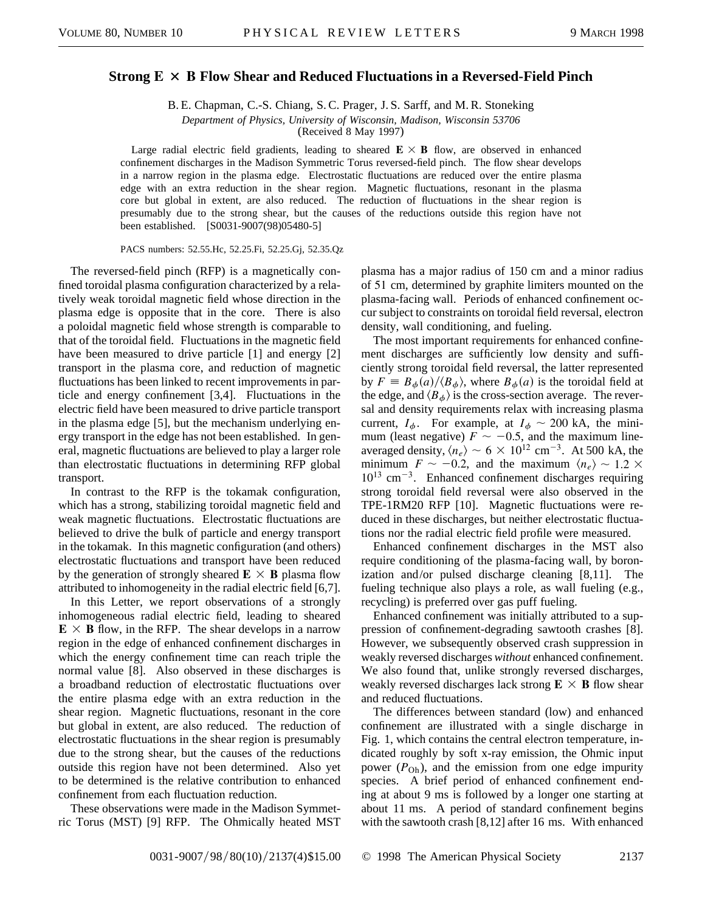# Strong E × B Flow Shear and Reduced Fluctuations in a Reversed-Field Pinch

B. E. Chapman, C.-S. Chiang, S. C. Prager, J. S. Sarff, and M. R. Stoneking

*Department of Physics, University of Wisconsin, Madison, Wisconsin 53706*

(Received 8 May 1997)

Large radial electric field gradients, leading to sheared $\mathbf{E} \times \mathbf{B}$ flow, are observed in enhanced confinement discharges in the Madison Symmetric Torus reversed-field pinch. The flow shear develops in a narrow region in the plasma edge. Electrostatic fluctuations are reduced over the entire plasma edge with an extra reduction in the shear region. Magnetic fluctuations, resonant in the plasma core but global in extent, are also reduced. The reduction of fluctuations in the shear region is presumably due to the strong shear, but the causes of the reductions outside this region have not been established. [S0031-9007(98)05480-5]

PACS numbers: 52.55.Hc, 52.25.Fi, 52.25.Gj, 52.35.Qz

The reversed-field pinch (RFP) is a magnetically confined toroidal plasma configuration characterized by a relatively weak toroidal magnetic field whose direction in the plasma edge is opposite that in the core. There is also a poloidal magnetic field whose strength is comparable to that of the toroidal field. Fluctuations in the magnetic field have been measured to drive particle [1] and energy [2] transport in the plasma core, and reduction of magnetic fluctuations has been linked to recent improvements in particle and energy confinement [3,4]. Fluctuations in the electric field have been measured to drive particle transport in the plasma edge [5], but the mechanism underlying energy transport in the edge has not been established. In general, magnetic fluctuations are believed to play a larger role than electrostatic fluctuations in determining RFP global transport.

In contrast to the RFP is the tokamak configuration, which has a strong, stabilizing toroidal magnetic field and weak magnetic fluctuations. Electrostatic fluctuations are believed to drive the bulk of particle and energy transport in the tokamak. In this magnetic configuration (and others) electrostatic fluctuations and transport have been reduced by the generation of strongly sheared $\mathbf{E} \times \mathbf{B}$ plasma flow attributed to inhomogeneity in the radial electric field [6,7].

In this Letter, we report observations of a strongly inhomogeneous radial electric field, leading to sheared $\mathbf{E} \times \mathbf{B}$ flow, in the RFP. The shear develops in a narrow region in the edge of enhanced confinement discharges in which the energy confinement time can reach triple the normal value [8]. Also observed in these discharges is a broadband reduction of electrostatic fluctuations over the entire plasma edge with an extra reduction in the shear region. Magnetic fluctuations, resonant in the core but global in extent, are also reduced. The reduction of electrostatic fluctuations in the shear region is presumably due to the strong shear, but the causes of the reductions outside this region have not been determined. Also yet to be determined is the relative contribution to enhanced confinement from each fluctuation reduction.

These observations were made in the Madison Symmetric Torus (MST) [9] RFP. The Ohmically heated MST plasma has a major radius of 150 cm and a minor radius of 51 cm, determined by graphite limiters mounted on the plasma-facing wall. Periods of enhanced confinement occur subject to constraints on toroidal field reversal, electron density, wall conditioning, and fueling.

The most important requirements for enhanced confinement discharges are sufficiently low density and sufficiently strong toroidal field reversal, the latter represented by $F \equiv B_\phi(a)/\langle B_\phi \rangle$, where $B_\phi(a)$ is the toroidal field at the edge, and $\langle B_\phi \rangle$ is the cross-section average. The reversal and density requirements relax with increasing plasma current, $I_\phi$. For example, at $I_\phi \sim 200$ kA, the minimum (least negative) $F \sim -0.5$, and the maximum line-averaged density, $\langle n_e \rangle \sim 6 \times 10^{12}$ cm$^{-3}$. At 500 kA, the minimum $F \sim -0.2$, and the maximum $\langle n_e \rangle \sim 1.2 \times 10^{13}$ cm$^{-3}$. Enhanced confinement discharges requiring strong toroidal field reversal were also observed in the TPE-1RM20 RFP [10]. Magnetic fluctuations were reduced in these discharges, but neither electrostatic fluctuations nor the radial electric field profile were measured.

Enhanced confinement discharges in the MST also require conditioning of the plasma-facing wall, by boronization and/or pulsed discharge cleaning [8,11]. The fueling technique also plays a role, as wall fueling (e.g., recycling) is preferred over gas puff fueling.

Enhanced confinement was initially attributed to a suppression of confinement-degrading sawtooth crashes [8]. However, we subsequently observed crash suppression in weakly reversed discharges *without* enhanced confinement. We also found that, unlike strongly reversed discharges, weakly reversed discharges lack strong $\mathbf{E} \times \mathbf{B}$ flow shear and reduced fluctuations.

The differences between standard (low) and enhanced confinement are illustrated with a single discharge in Fig. 1, which contains the central electron temperature, indicated roughly by soft x-ray emission, the Ohmic input power ($P_{\mathrm{Oh}}$), and the emission from one edge impurity species. A brief period of enhanced confinement ending at about 9 ms is followed by a longer one starting at about 11 ms. A period of standard confinement begins with the sawtooth crash [8,12] after 16 ms. With enhanced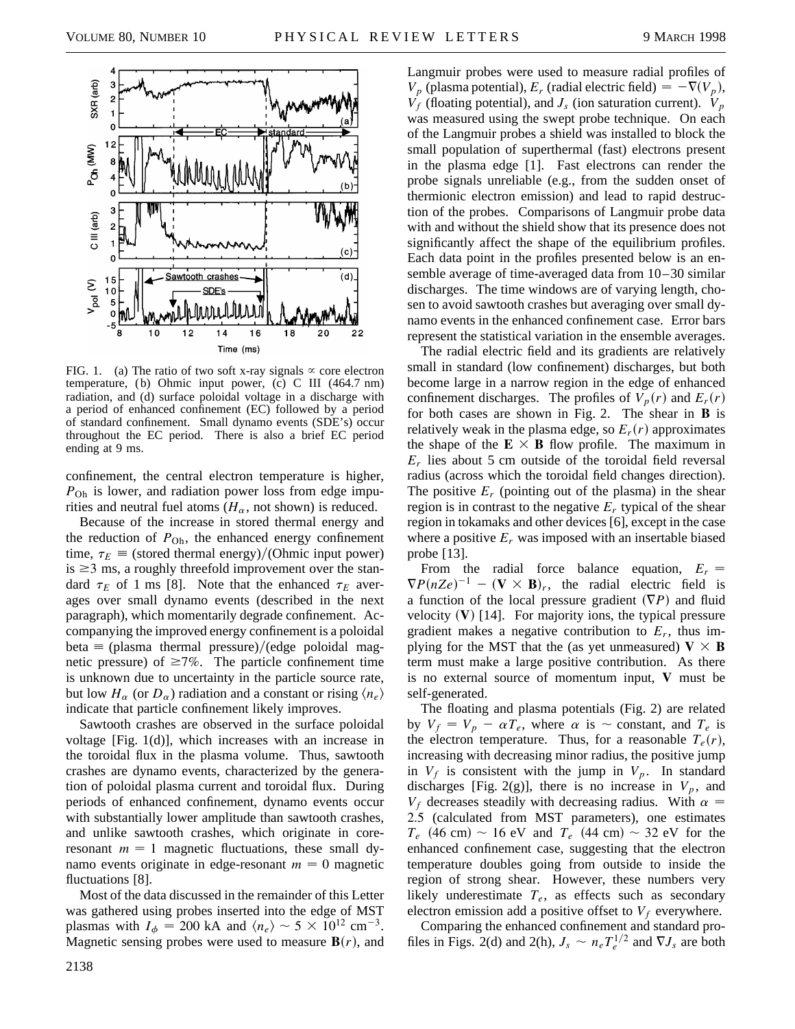FIG. 1. (a) The ratio of two soft x-ray signals $\propto$ core electron temperature, (b) Ohmic input power, (c) C III (464.7 nm) radiation, and (d) surface poloidal voltage in a discharge with a period of enhanced confinement (EC) followed by a period of standard confinement. Small dynamo events (SDE's) occur throughout the EC period. There is also a brief EC period ending at 9 ms.

confinement, the central electron temperature is higher, $P_{\mathrm{Oh}}$ is lower, and radiation power loss from edge impurities and neutral fuel atoms ($H_\alpha$, not shown) is reduced.

Because of the increase in stored thermal energy and the reduction of $P_{\mathrm{Oh}}$, the enhanced energy confinement time, $\tau_E \equiv$ (stored thermal energy)/(Ohmic input power) is $\geq 3$ ms, a roughly threefold improvement over the standard $\tau_E$ of 1 ms [8]. Note that the enhanced $\tau_E$ averages over small dynamo events (described in the next paragraph), which momentarily degrade confinement. Accompanying the improved energy confinement is a poloidal beta $\equiv$ (plasma thermal pressure)/(edge poloidal magnetic pressure) of $\geq 7\%$. The particle confinement time is unknown due to uncertainty in the particle source rate, but low $H_\alpha$ (or $D_\alpha$) radiation and a constant or rising $\langle n_e \rangle$ indicate that particle confinement likely improves.

Sawtooth crashes are observed in the surface poloidal voltage [Fig. 1(d)], which increases with an increase in the toroidal flux in the plasma volume. Thus, sawtooth crashes are dynamo events, characterized by the generation of poloidal plasma current and toroidal flux. During periods of enhanced confinement, dynamo events occur with substantially lower amplitude than sawtooth crashes, and unlike sawtooth crashes, which originate in core-resonant $m = 1$ magnetic fluctuations, these small dynamo events originate in edge-resonant $m = 0$ magnetic fluctuations [8].

Most of the data discussed in the remainder of this Letter was gathered using probes inserted into the edge of MST plasmas with $I_\phi = 200$ kA and $\langle n_e \rangle \sim 5 \times 10^{12}$ cm$^{-3}$. Magnetic sensing probes were used to measure $\mathbf{B}(r)$, and Langmuir probes were used to measure radial profiles of $V_p$ (plasma potential), $E_r$ (radial electric field) $= -\nabla(V_p)$, $V_f$ (floating potential), and $J_s$ (ion saturation current). $V_p$ was measured using the swept probe technique. On each of the Langmuir probes a shield was installed to block the small population of superthermal (fast) electrons present in the plasma edge [1]. Fast electrons can render the probe signals unreliable (e.g., from the sudden onset of thermionic electron emission) and lead to rapid destruction of the probes. Comparisons of Langmuir probe data with and without the shield show that its presence does not significantly affect the shape of the equilibrium profiles. Each data point in the profiles presented below is an ensemble average of time-averaged data from 10–30 similar discharges. The time windows are of varying length, chosen to avoid sawtooth crashes but averaging over small dynamo events in the enhanced confinement case. Error bars represent the statistical variation in the ensemble averages.

The radial electric field and its gradients are relatively small in standard (low confinement) discharges, but both become large in a narrow region in the edge of enhanced confinement discharges. The profiles of $V_p(r)$ and $E_r(r)$ for both cases are shown in Fig. 2. The shear in $\mathbf{B}$ is relatively weak in the plasma edge, so $E_r(r)$ approximates the shape of the $\mathbf{E} \times \mathbf{B}$ flow profile. The maximum in $E_r$ lies about 5 cm outside of the toroidal field reversal radius (across which the toroidal field changes direction). The positive $E_r$ (pointing out of the plasma) in the shear region is in contrast to the negative $E_r$ typical of the shear region in tokamaks and other devices [6], except in the case where a positive $E_r$ was imposed with an insertable biased probe [13].

From the radial force balance equation, $E_r = \nabla P(nZe)^{-1} - (\mathbf{V} \times \mathbf{B})_r$, the radial electric field is a function of the local pressure gradient ($\nabla P$) and fluid velocity ($\mathbf{V}$) [14]. For majority ions, the typical pressure gradient makes a negative contribution to $E_r$, thus implying for the MST that the (as yet unmeasured) $\mathbf{V} \times \mathbf{B}$ term must make a large positive contribution. As there is no external source of momentum input, $\mathbf{V}$ must be self-generated.

The floating and plasma potentials (Fig. 2) are related by $V_f = V_p - \alpha T_e$, where $\alpha$ is $\sim$ constant, and $T_e$ is the electron temperature. Thus, for a reasonable $T_e(r)$, increasing with decreasing minor radius, the positive jump in $V_f$ is consistent with the jump in $V_p$. In standard discharges [Fig. 2(g)], there is no increase in $V_p$, and $V_f$ decreases steadily with decreasing radius. With $\alpha = 2.5$ (calculated from MST parameters), one estimates $T_e$ (46 cm) $\sim$ 16 eV and $T_e$ (44 cm) $\sim$ 32 eV for the enhanced confinement case, suggesting that the electron temperature doubles going from outside to inside the region of strong shear. However, these numbers very likely underestimate $T_e$, as effects such as secondary electron emission add a positive offset to $V_f$ everywhere.

Comparing the enhanced confinement and standard profiles in Figs. 2(d) and 2(h), $J_s \sim n_e T_e^{1/2}$ and $\nabla J_s$ are both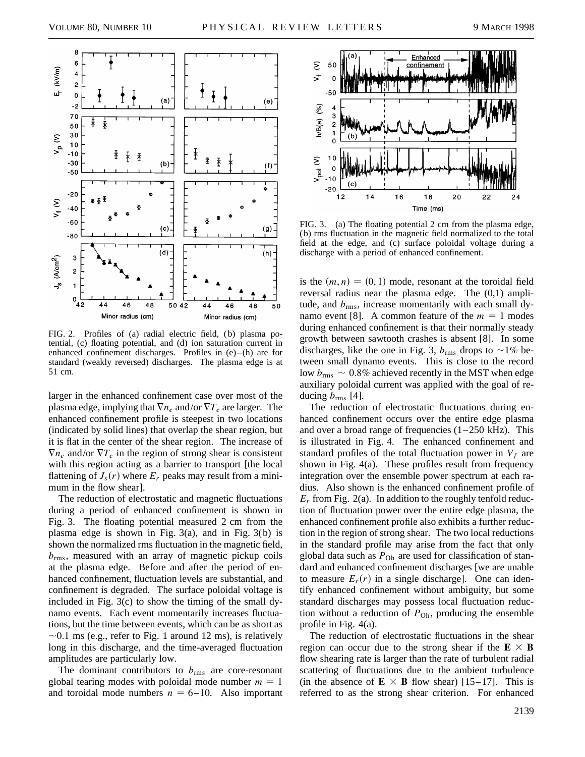FIG. 2. Profiles of (a) radial electric field, (b) plasma potential, (c) floating potential, and (d) ion saturation current in enhanced confinement discharges. Profiles in (e)–(h) are for standard (weakly reversed) discharges. The plasma edge is at 51 cm.

larger in the enhanced confinement case over most of the plasma edge, implying that $\nabla n_e$ and/or $\nabla T_e$ are larger. The enhanced confinement profile is steepest in two locations (indicated by solid lines) that overlap the shear region, but it is flat in the center of the shear region. The increase of $\nabla n_e$ and/or $\nabla T_e$ in the region of strong shear is consistent with this region acting as a barrier to transport [the local flattening of $J_s(r)$ where $E_r$ peaks may result from a minimum in the flow shear].

The reduction of electrostatic and magnetic fluctuations during a period of enhanced confinement is shown in Fig. 3. The floating potential measured 2 cm from the plasma edge is shown in Fig. 3(a), and in Fig. 3(b) is shown the normalized rms fluctuation in the magnetic field, $b_{\rm rms}$, measured with an array of magnetic pickup coils at the plasma edge. Before and after the period of enhanced confinement, fluctuation levels are substantial, and confinement is degraded. The surface poloidal voltage is included in Fig. 3(c) to show the timing of the small dynamo events. Each event momentarily increases fluctuations, but the time between events, which can be as short as $\sim$0.1 ms (e.g., refer to Fig. 1 around 12 ms), is relatively long in this discharge, and the time-averaged fluctuation amplitudes are particularly low.

The dominant contributors to $b_{\rm rms}$ are core-resonant global tearing modes with poloidal mode number $m = 1$ and toroidal mode numbers $n = 6$–$10$. Also important

FIG. 3. (a) The floating potential 2 cm from the plasma edge, (b) rms fluctuation in the magnetic field normalized to the total field at the edge, and (c) surface poloidal voltage during a discharge with a period of enhanced confinement.

is the $(m,n) = (0,1)$ mode, resonant at the toroidal field reversal radius near the plasma edge. The (0,1) amplitude, and $b_{\rm rms}$, increase momentarily with each small dynamo event [8]. A common feature of the $m = 1$ modes during enhanced confinement is that their normally steady growth between sawtooth crashes is absent [8]. In some discharges, like the one in Fig. 3, $b_{\rm rms}$ drops to $\sim$1% between small dynamo events. This is close to the record low $b_{\rm rms} \sim 0.8\%$ achieved recently in the MST when edge auxiliary poloidal current was applied with the goal of reducing $b_{\rm rms}$ [4].

The reduction of electrostatic fluctuations during enhanced confinement occurs over the entire edge plasma and over a broad range of frequencies (1–250 kHz). This is illustrated in Fig. 4. The enhanced confinement and standard profiles of the total fluctuation power in $V_f$ are shown in Fig. 4(a). These profiles result from frequency integration over the ensemble power spectrum at each radius. Also shown is the enhanced confinement profile of $E_r$ from Fig. 2(a). In addition to the roughly tenfold reduction of fluctuation power over the entire edge plasma, the enhanced confinement profile also exhibits a further reduction in the region of strong shear. The two local reductions in the standard profile may arise from the fact that only global data such as $P_{\rm Oh}$ are used for classification of standard and enhanced confinement discharges [we are unable to measure $E_r(r)$ in a single discharge]. One can identify enhanced confinement without ambiguity, but some standard discharges may possess local fluctuation reduction without a reduction of $P_{\rm Oh}$, producing the ensemble profile in Fig. 4(a).

The reduction of electrostatic fluctuations in the shear region can occur due to the strong shear if the $\mathbf{E} \times \mathbf{B}$ flow shearing rate is larger than the rate of turbulent radial scattering of fluctuations due to the ambient turbulence (in the absence of $\mathbf{E} \times \mathbf{B}$ flow shear) [15–17]. This is referred to as the strong shear criterion. For enhanced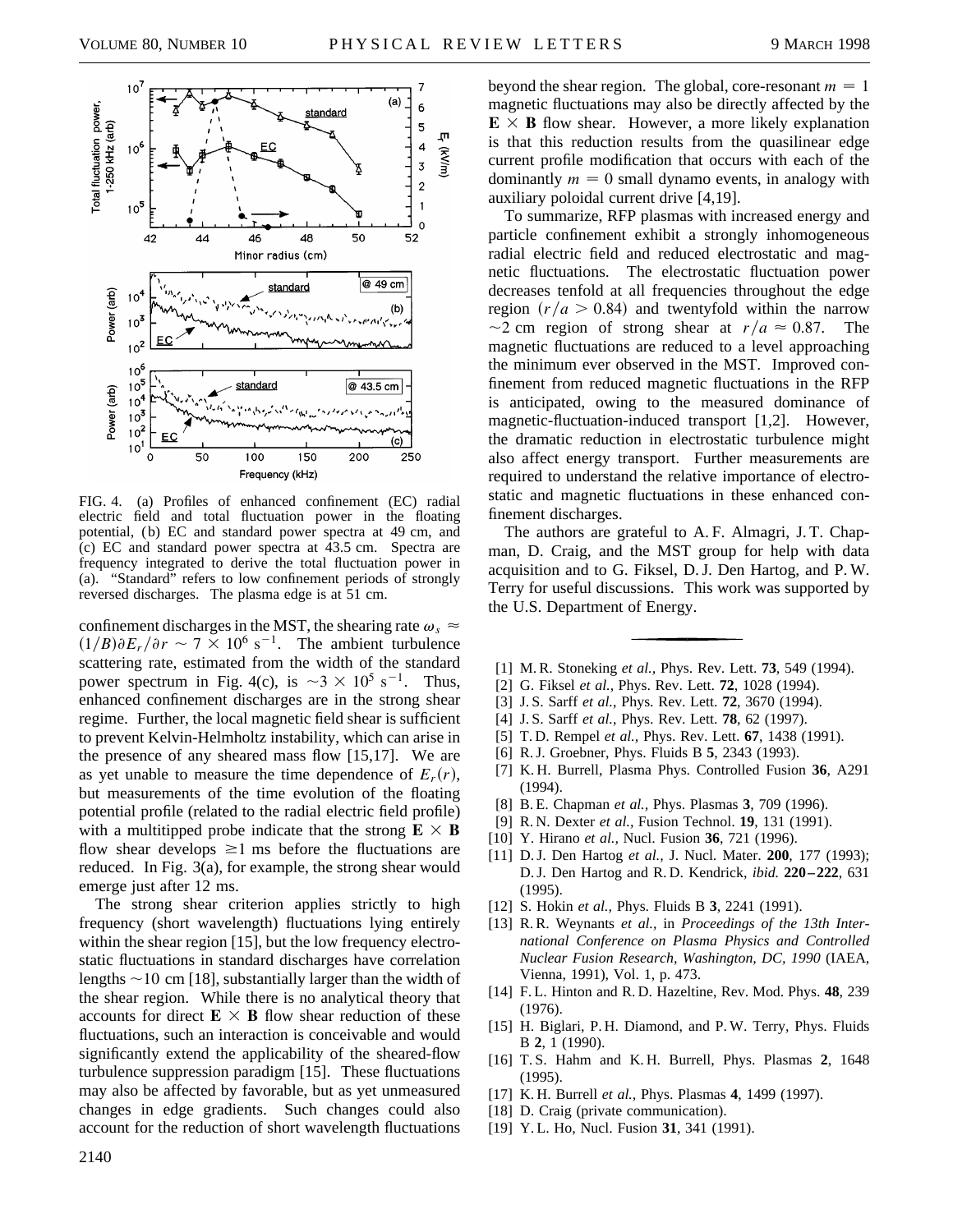(a)

Total fluctuation power, 1-250 kHz (arb)

$10^7$

$10^6$

$10^5$

standard

EC

$E_r$ (kV/m)

7
6
5
4
3
2
1
0

42 44 46 48 50 52

Minor radius (cm)

(b)

@ 49 cm

standard

EC

Power (arb)

$10^4$
$10^3$
$10^2$

(c)

@ 43.5 cm

standard

EC

Power (arb)

$10^6$
$10^5$
$10^4$
$10^3$
$10^2$
$10^1$

0 50 100 150 200 250

Frequency (kHz)

FIG. 4. (a) Profiles of enhanced confinement (EC) radial electric field and total fluctuation power in the floating potential, (b) EC and standard power spectra at 49 cm, and (c) EC and standard power spectra at 43.5 cm. Spectra are frequency integrated to derive the total fluctuation power in (a). "Standard" refers to low confinement periods of strongly reversed discharges. The plasma edge is at 51 cm.

confinement discharges in the MST, the shearing rate $\omega_s \approx (1/B)\partial E_r/\partial r \sim 7 \times 10^6\ \mathrm{s}^{-1}$. The ambient turbulence scattering rate, estimated from the width of the standard power spectrum in Fig. 4(c), is $\sim 3 \times 10^5\ \mathrm{s}^{-1}$. Thus, enhanced confinement discharges are in the strong shear regime. Further, the local magnetic field shear is sufficient to prevent Kelvin-Helmholtz instability, which can arise in the presence of any sheared mass flow [15,17]. We are as yet unable to measure the time dependence of $E_r(r)$, but measurements of the time evolution of the floating potential profile (related to the radial electric field profile) with a multitipped probe indicate that the strong $\mathbf{E} \times \mathbf{B}$ flow shear develops $\geq 1$ ms before the fluctuations are reduced. In Fig. 3(a), for example, the strong shear would emerge just after 12 ms.

The strong shear criterion applies strictly to high frequency (short wavelength) fluctuations lying entirely within the shear region [15], but the low frequency electrostatic fluctuations in standard discharges have correlation lengths $\sim 10$ cm [18], substantially larger than the width of the shear region. While there is no analytical theory that accounts for direct $\mathbf{E} \times \mathbf{B}$ flow shear reduction of these fluctuations, such an interaction is conceivable and would significantly extend the applicability of the sheared-flow turbulence suppression paradigm [15]. These fluctuations may also be affected by favorable, but as yet unmeasured changes in edge gradients. Such changes could also account for the reduction of short wavelength fluctuations beyond the shear region. The global, core-resonant $m = 1$ magnetic fluctuations may also be directly affected by the $\mathbf{E} \times \mathbf{B}$ flow shear. However, a more likely explanation is that this reduction results from the quasilinear edge current profile modification that occurs with each of the dominantly $m = 0$ small dynamo events, in analogy with auxiliary poloidal current drive [4,19].

To summarize, RFP plasmas with increased energy and particle confinement exhibit a strongly inhomogeneous radial electric field and reduced electrostatic and magnetic fluctuations. The electrostatic fluctuation power decreases tenfold at all frequencies throughout the edge region $(r/a > 0.84)$ and twentyfold within the narrow $\sim 2$ cm region of strong shear at $r/a \approx 0.87$. The magnetic fluctuations are reduced to a level approaching the minimum ever observed in the MST. Improved confinement from reduced magnetic fluctuations in the RFP is anticipated, owing to the measured dominance of magnetic-fluctuation-induced transport [1,2]. However, the dramatic reduction in electrostatic turbulence might also affect energy transport. Further measurements are required to understand the relative importance of electrostatic and magnetic fluctuations in these enhanced confinement discharges.

The authors are grateful to A. F. Almagri, J. T. Chapman, D. Craig, and the MST group for help with data acquisition and to G. Fiksel, D. J. Den Hartog, and P. W. Terry for useful discussions. This work was supported by the U.S. Department of Energy.

---

[1] M. R. Stoneking *et al.,* Phys. Rev. Lett. **73**, 549 (1994).
[2] G. Fiksel *et al.,* Phys. Rev. Lett. **72**, 1028 (1994).
[3] J. S. Sarff *et al.,* Phys. Rev. Lett. **72**, 3670 (1994).
[4] J. S. Sarff *et al.,* Phys. Rev. Lett. **78**, 62 (1997).
[5] T. D. Rempel *et al.,* Phys. Rev. Lett. **67**, 1438 (1991).
[6] R. J. Groebner, Phys. Fluids B **5**, 2343 (1993).
[7] K. H. Burrell, Plasma Phys. Controlled Fusion **36**, A291 (1994).
[8] B. E. Chapman *et al.,* Phys. Plasmas **3**, 709 (1996).
[9] R. N. Dexter *et al.,* Fusion Technol. **19**, 131 (1991).
[10] Y. Hirano *et al.,* Nucl. Fusion **36**, 721 (1996).
[11] D. J. Den Hartog *et al.,* J. Nucl. Mater. **200**, 177 (1993); D. J. Den Hartog and R. D. Kendrick, *ibid.* **220–222**, 631 (1995).
[12] S. Hokin *et al.,* Phys. Fluids B **3**, 2241 (1991).
[13] R. R. Weynants *et al.,* in *Proceedings of the 13th International Conference on Plasma Physics and Controlled Nuclear Fusion Research, Washington, DC, 1990* (IAEA, Vienna, 1991), Vol. 1, p. 473.
[14] F. L. Hinton and R. D. Hazeltine, Rev. Mod. Phys. **48**, 239 (1976).
[15] H. Biglari, P. H. Diamond, and P. W. Terry, Phys. Fluids B **2**, 1 (1990).
[16] T. S. Hahm and K. H. Burrell, Phys. Plasmas **2**, 1648 (1995).
[17] K. H. Burrell *et al.,* Phys. Plasmas **4**, 1499 (1997).
[18] D. Craig (private communication).
[19] Y. L. Ho, Nucl. Fusion **31**, 341 (1991).